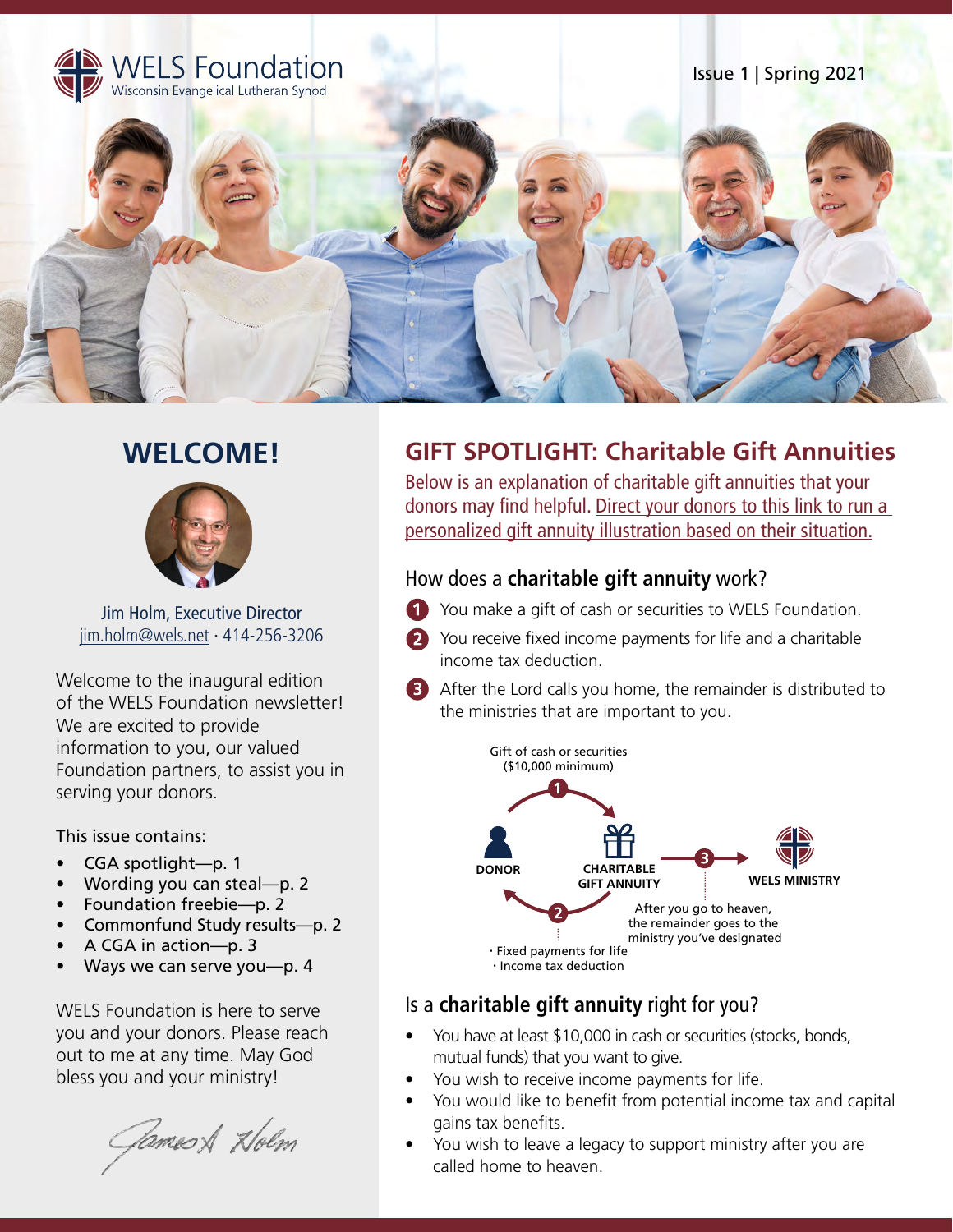# WELS Foundation

Wisconsin Evangelical Lutheran Synod

Issue 1 | Spring 2021

## WELCOME!

Jim Holm, Executive Director
jim.holm@wels.net · 414-256-3206

Welcome to the inaugural edition of the WELS Foundation newsletter! We are excited to provide information to you, our valued Foundation partners, to assist you in serving your donors.

This issue contains:

- CGA spotlight—p. 1
- Wording you can steal—p. 2
- Foundation freebie—p. 2
- Commonfund Study results—p. 2
- A CGA in action—p. 3
- Ways we can serve you—p. 4

WELS Foundation is here to serve you and your donors. Please reach out to me at any time. May God bless you and your ministry!

James A Holm

## GIFT SPOTLIGHT: Charitable Gift Annuities

Below is an explanation of charitable gift annuities that your donors may find helpful. Direct your donors to this link to run a personalized gift annuity illustration based on their situation.

### How does a **charitable gift annuity** work?

1. You make a gift of cash or securities to WELS Foundation.
2. You receive fixed income payments for life and a charitable income tax deduction.
3. After the Lord calls you home, the remainder is distributed to the ministries that are important to you.

Gift of cash or securities ($10,000 minimum)

DONOR → (1) → CHARITABLE GIFT ANNUITY → (3) → WELS MINISTRY

(2) · Fixed payments for life · Income tax deduction

After you go to heaven, the remainder goes to the ministry you've designated

### Is a **charitable gift annuity** right for you?

- You have at least $10,000 in cash or securities (stocks, bonds, mutual funds) that you want to give.
- You wish to receive income payments for life.
- You would like to benefit from potential income tax and capital gains tax benefits.
- You wish to leave a legacy to support ministry after you are called home to heaven.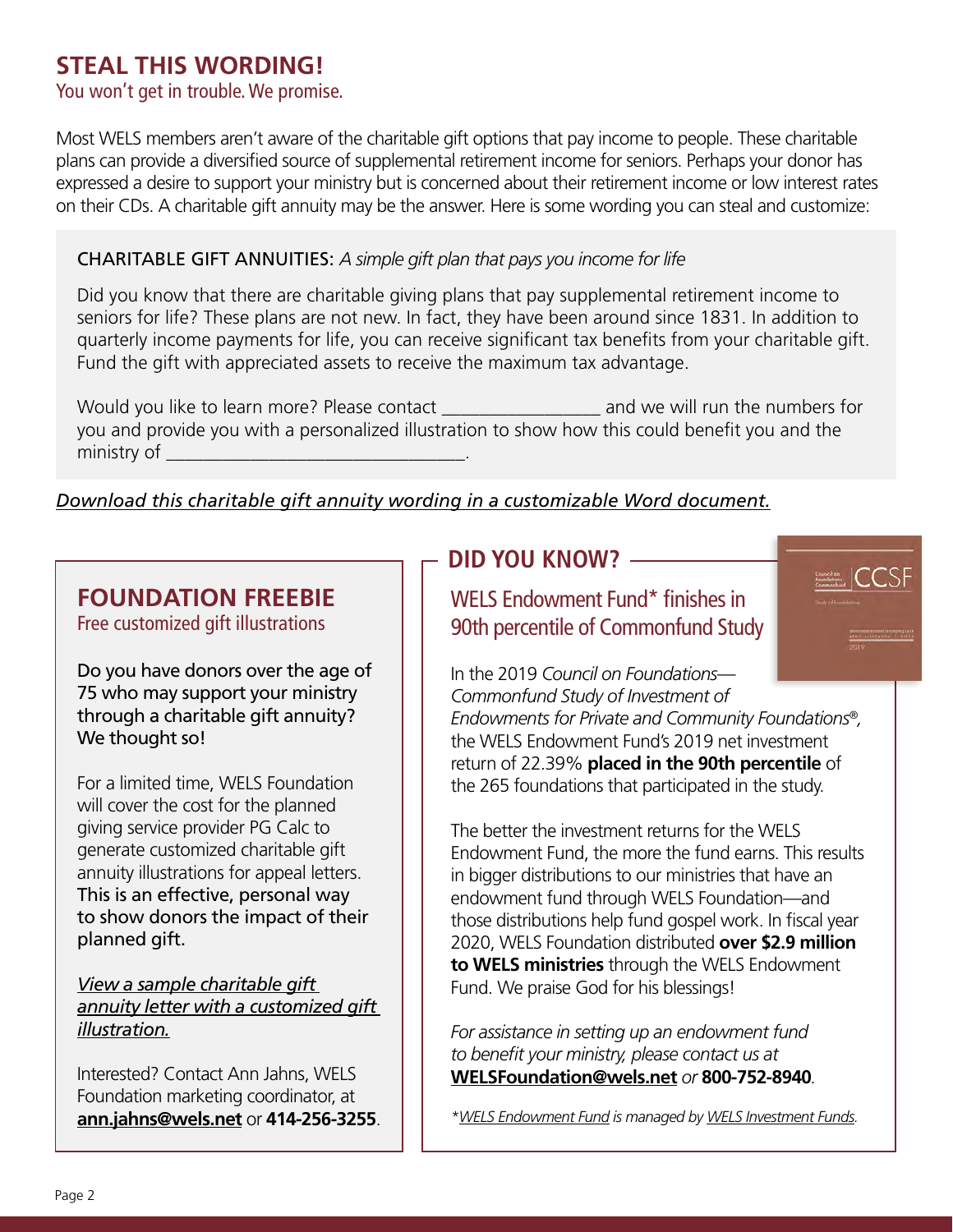## STEAL THIS WORDING!

You won't get in trouble. We promise.

Most WELS members aren't aware of the charitable gift options that pay income to people. These charitable plans can provide a diversified source of supplemental retirement income for seniors. Perhaps your donor has expressed a desire to support your ministry but is concerned about their retirement income or low interest rates on their CDs. A charitable gift annuity may be the answer. Here is some wording you can steal and customize:

CHARITABLE GIFT ANNUITIES: *A simple gift plan that pays you income for life*

Did you know that there are charitable giving plans that pay supplemental retirement income to seniors for life? These plans are not new. In fact, they have been around since 1831. In addition to quarterly income payments for life, you can receive significant tax benefits from your charitable gift. Fund the gift with appreciated assets to receive the maximum tax advantage.

Would you like to learn more? Please contact _________________ and we will run the numbers for you and provide you with a personalized illustration to show how this could benefit you and the ministry of _________________________________.

*Download this charitable gift annuity wording in a customizable Word document.*

## FOUNDATION FREEBIE

Free customized gift illustrations

Do you have donors over the age of 75 who may support your ministry through a charitable gift annuity? We thought so!

For a limited time, WELS Foundation will cover the cost for the planned giving service provider PG Calc to generate customized charitable gift annuity illustrations for appeal letters. This is an effective, personal way to show donors the impact of their planned gift.

*View a sample charitable gift annuity letter with a customized gift illustration.*

Interested? Contact Ann Jahns, WELS Foundation marketing coordinator, at **ann.jahns@wels.net** or **414-256-3255**.

## DID YOU KNOW?

### WELS Endowment Fund* finishes in 90th percentile of Commonfund Study

In the 2019 *Council on Foundations—Commonfund Study of Investment of Endowments for Private and Community Foundations®*, the WELS Endowment Fund's 2019 net investment return of 22.39% **placed in the 90th percentile** of the 265 foundations that participated in the study.

The better the investment returns for the WELS Endowment Fund, the more the fund earns. This results in bigger distributions to our ministries that have an endowment fund through WELS Foundation—and those distributions help fund gospel work. In fiscal year 2020, WELS Foundation distributed **over $2.9 million to WELS ministries** through the WELS Endowment Fund. We praise God for his blessings!

*For assistance in setting up an endowment fund to benefit your ministry, please contact us at* **WELSFoundation@wels.net** *or* **800-752-8940**.

**WELS Endowment Fund is managed by WELS Investment Funds.*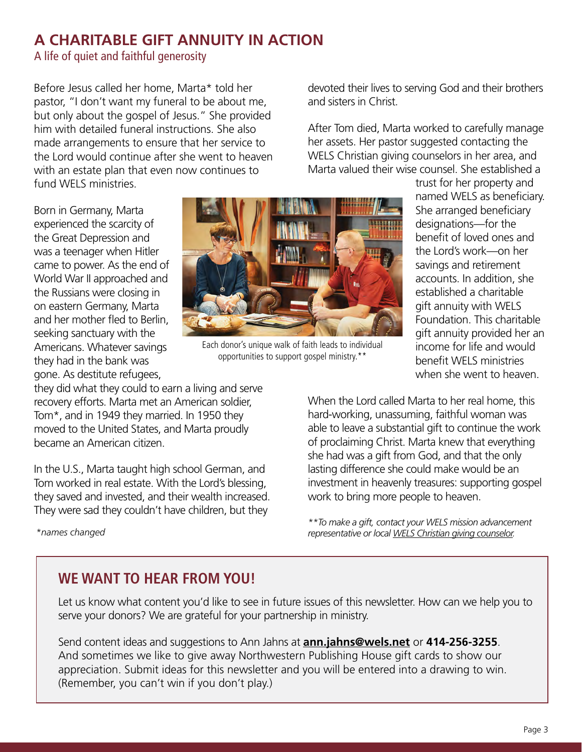## A CHARITABLE GIFT ANNUITY IN ACTION

A life of quiet and faithful generosity

Before Jesus called her home, Marta* told her pastor, "I don't want my funeral to be about me, but only about the gospel of Jesus." She provided him with detailed funeral instructions. She also made arrangements to ensure that her service to the Lord would continue after she went to heaven with an estate plan that even now continues to fund WELS ministries.

Born in Germany, Marta experienced the scarcity of the Great Depression and was a teenager when Hitler came to power. As the end of World War II approached and the Russians were closing in on eastern Germany, Marta and her mother fled to Berlin, seeking sanctuary with the Americans. Whatever savings they had in the bank was gone. As destitute refugees, they did what they could to earn a living and serve recovery efforts. Marta met an American soldier, Tom*, and in 1949 they married. In 1950 they moved to the United States, and Marta proudly became an American citizen.

Each donor's unique walk of faith leads to individual opportunities to support gospel ministry.**

In the U.S., Marta taught high school German, and Tom worked in real estate. With the Lord's blessing, they saved and invested, and their wealth increased. They were sad they couldn't have children, but they devoted their lives to serving God and their brothers and sisters in Christ.

After Tom died, Marta worked to carefully manage her assets. Her pastor suggested contacting the WELS Christian giving counselors in her area, and Marta valued their wise counsel. She established a trust for her property and named WELS as beneficiary. She arranged beneficiary designations—for the benefit of loved ones and the Lord's work—on her savings and retirement accounts. In addition, she established a charitable gift annuity with WELS Foundation. This charitable gift annuity provided her an income for life and would benefit WELS ministries when she went to heaven.

When the Lord called Marta to her real home, this hard-working, unassuming, faithful woman was able to leave a substantial gift to continue the work of proclaiming Christ. Marta knew that everything she had was a gift from God, and that the only lasting difference she could make would be an investment in heavenly treasures: supporting gospel work to bring more people to heaven.

*names changed

*\*\*To make a gift, contact your WELS mission advancement representative or local WELS Christian giving counselor.*

## WE WANT TO HEAR FROM YOU!

Let us know what content you'd like to see in future issues of this newsletter. How can we help you to serve your donors? We are grateful for your partnership in ministry.

Send content ideas and suggestions to Ann Jahns at **ann.jahns@wels.net** or **414-256-3255**. And sometimes we like to give away Northwestern Publishing House gift cards to show our appreciation. Submit ideas for this newsletter and you will be entered into a drawing to win. (Remember, you can't win if you don't play.)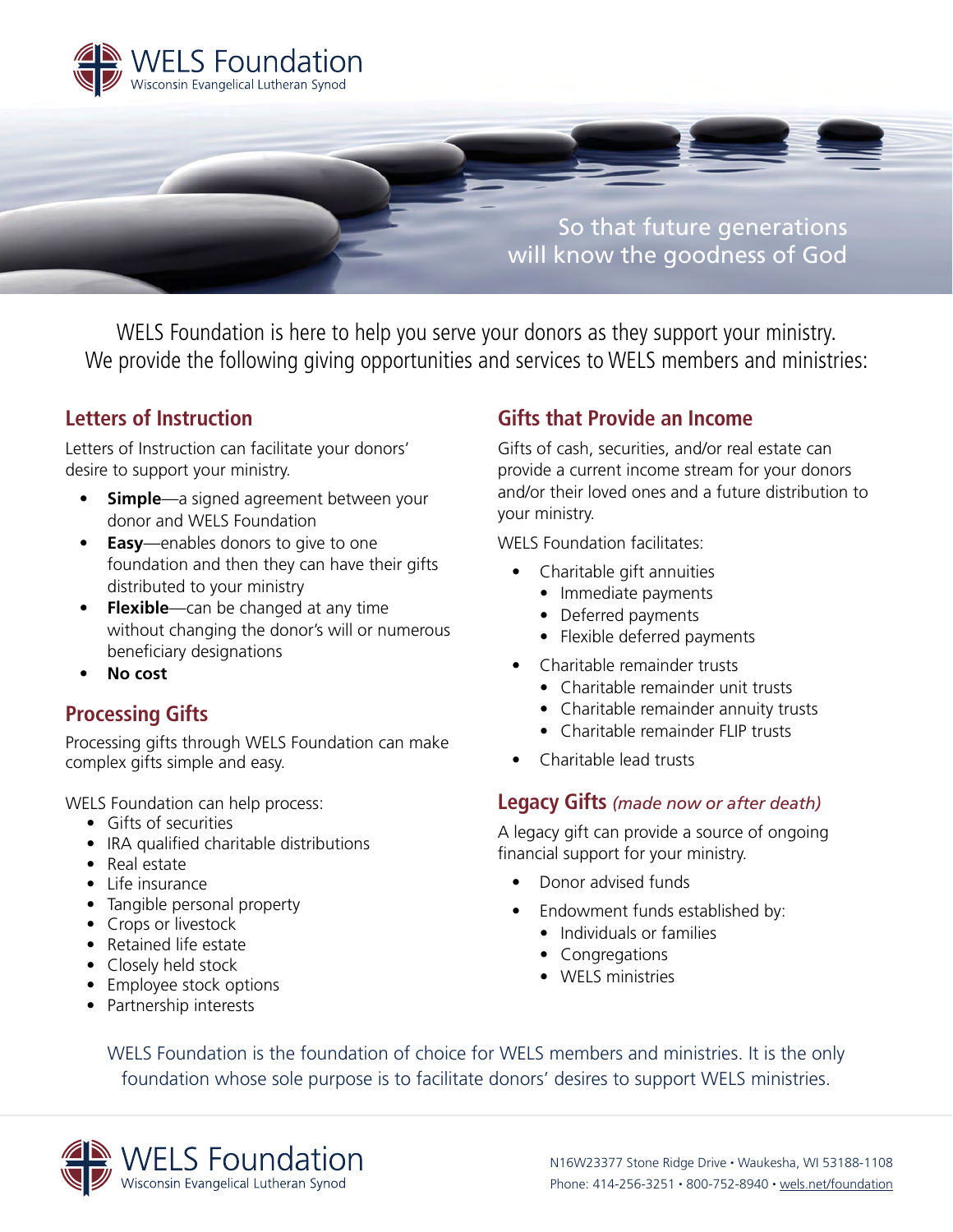WELS Foundation
Wisconsin Evangelical Lutheran Synod

So that future generations will know the goodness of God

WELS Foundation is here to help you serve your donors as they support your ministry. We provide the following giving opportunities and services to WELS members and ministries:

## Letters of Instruction

Letters of Instruction can facilitate your donors' desire to support your ministry.

- **Simple**—a signed agreement between your donor and WELS Foundation
- **Easy**—enables donors to give to one foundation and then they can have their gifts distributed to your ministry
- **Flexible**—can be changed at any time without changing the donor's will or numerous beneficiary designations
- **No cost**

## Processing Gifts

Processing gifts through WELS Foundation can make complex gifts simple and easy.

WELS Foundation can help process:

- Gifts of securities
- IRA qualified charitable distributions
- Real estate
- Life insurance
- Tangible personal property
- Crops or livestock
- Retained life estate
- Closely held stock
- Employee stock options
- Partnership interests

## Gifts that Provide an Income

Gifts of cash, securities, and/or real estate can provide a current income stream for your donors and/or their loved ones and a future distribution to your ministry.

WELS Foundation facilitates:

- Charitable gift annuities
  - Immediate payments
  - Deferred payments
  - Flexible deferred payments
- Charitable remainder trusts
  - Charitable remainder unit trusts
  - Charitable remainder annuity trusts
  - Charitable remainder FLIP trusts
- Charitable lead trusts

## Legacy Gifts *(made now or after death)*

A legacy gift can provide a source of ongoing financial support for your ministry.

- Donor advised funds
- Endowment funds established by:
  - Individuals or families
  - Congregations
  - WELS ministries

WELS Foundation is the foundation of choice for WELS members and ministries. It is the only foundation whose sole purpose is to facilitate donors' desires to support WELS ministries.

WELS Foundation
Wisconsin Evangelical Lutheran Synod

N16W23377 Stone Ridge Drive • Waukesha, WI 53188-1108
Phone: 414-256-3251 • 800-752-8940 • wels.net/foundation